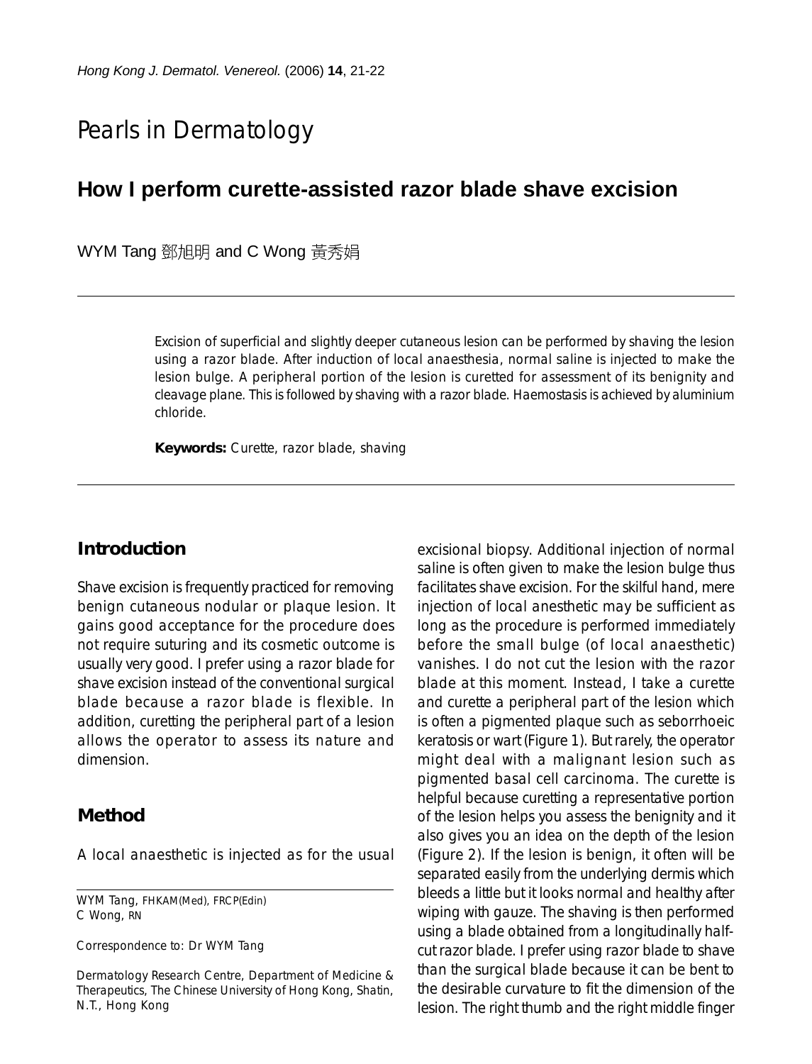# Pearls in Dermatology

## How I perform curette-assisted razor blade shave excision

WYM Tang 鄧旭明 and C Wong 黃秀娟

Excision of superficial and slightly deeper cutaneous lesion can be performed by shaving the lesion using a razor blade. After induction of local anaesthesia, normal saline is injected to make the lesion bulge. A peripheral portion of the lesion is curetted for assessment of its benignity and cleavage plane. This is followed by shaving with a razor blade. Haemostasis is achieved by aluminium chloride.

**Keywords:** Curette, razor blade, shaving

### Introduction

Shave excision is frequently practiced for removing benign cutaneous nodular or plaque lesion. It gains good acceptance for the procedure does not require suturing and its cosmetic outcome is usually very good. I prefer using a razor blade for shave excision instead of the conventional surgical blade because a razor blade is flexible. In addition, curetting the peripheral part of a lesion allows the operator to assess its nature and dimension.

### Method

A local anaesthetic is injected as for the usual excisional biopsy. Additional injection of normal saline is often given to make the lesion bulge thus facilitates shave excision. For the skilful hand, mere injection of local anesthetic may be sufficient as long as the procedure is performed immediately before the small bulge (of local anaesthetic) vanishes. I do not cut the lesion with the razor blade at this moment. Instead, I take a curette and curette a peripheral part of the lesion which is often a pigmented plaque such as seborrhoeic keratosis or wart (Figure 1). But rarely, the operator might deal with a malignant lesion such as pigmented basal cell carcinoma. The curette is helpful because curetting a representative portion of the lesion helps you assess the benignity and it also gives you an idea on the depth of the lesion (Figure 2). If the lesion is benign, it often will be separated easily from the underlying dermis which bleeds a little but it looks normal and healthy after wiping with gauze. The shaving is then performed using a blade obtained from a longitudinally half-cut razor blade. I prefer using razor blade to shave than the surgical blade because it can be bent to the desirable curvature to fit the dimension of the lesion. The right thumb and the right middle finger

WYM Tang, FHKAM(Med), FRCP(Edin)
C Wong, RN

Correspondence to: Dr WYM Tang

Dermatology Research Centre, Department of Medicine & Therapeutics, The Chinese University of Hong Kong, Shatin, N.T., Hong Kong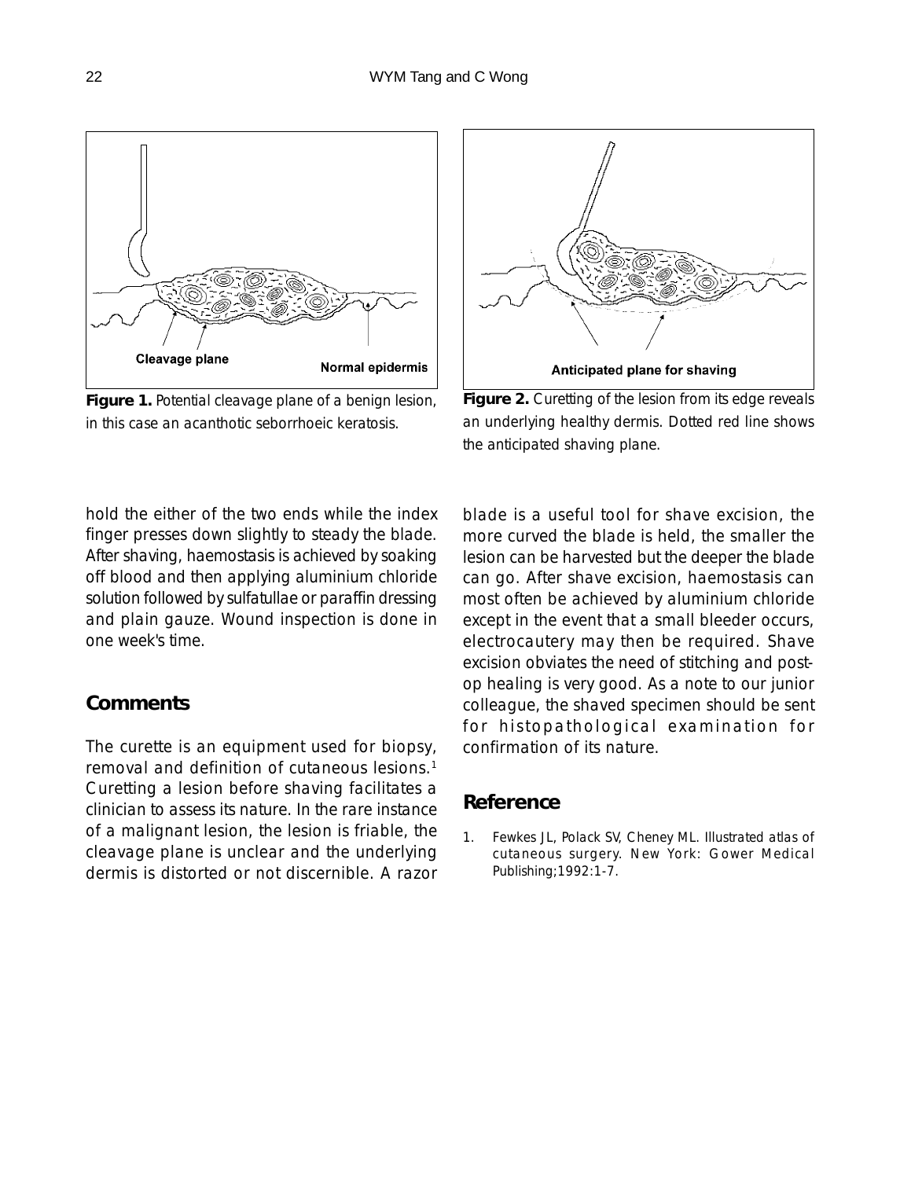Cleavage plane

Normal epidermis

**Figure 1.** Potential cleavage plane of a benign lesion, in this case an acanthotic seborrhoeic keratosis.

Anticipated plane for shaving

**Figure 2.** Curetting of the lesion from its edge reveals an underlying healthy dermis. Dotted red line shows the anticipated shaving plane.

hold the either of the two ends while the index finger presses down slightly to steady the blade. After shaving, haemostasis is achieved by soaking off blood and then applying aluminium chloride solution followed by sulfatullae or paraffin dressing and plain gauze. Wound inspection is done in one week's time.

## Comments

The curette is an equipment used for biopsy, removal and definition of cutaneous lesions.[1] Curetting a lesion before shaving facilitates a clinician to assess its nature. In the rare instance of a malignant lesion, the lesion is friable, the cleavage plane is unclear and the underlying dermis is distorted or not discernible. A razor blade is a useful tool for shave excision, the more curved the blade is held, the smaller the lesion can be harvested but the deeper the blade can go. After shave excision, haemostasis can most often be achieved by aluminium chloride except in the event that a small bleeder occurs, electrocautery may then be required. Shave excision obviates the need of stitching and post-op healing is very good. As a note to our junior colleague, the shaved specimen should be sent for histopathological examination for confirmation of its nature.

## Reference

1. Fewkes JL, Polack SV, Cheney ML. Illustrated atlas of cutaneous surgery. New York: Gower Medical Publishing;1992:1-7.